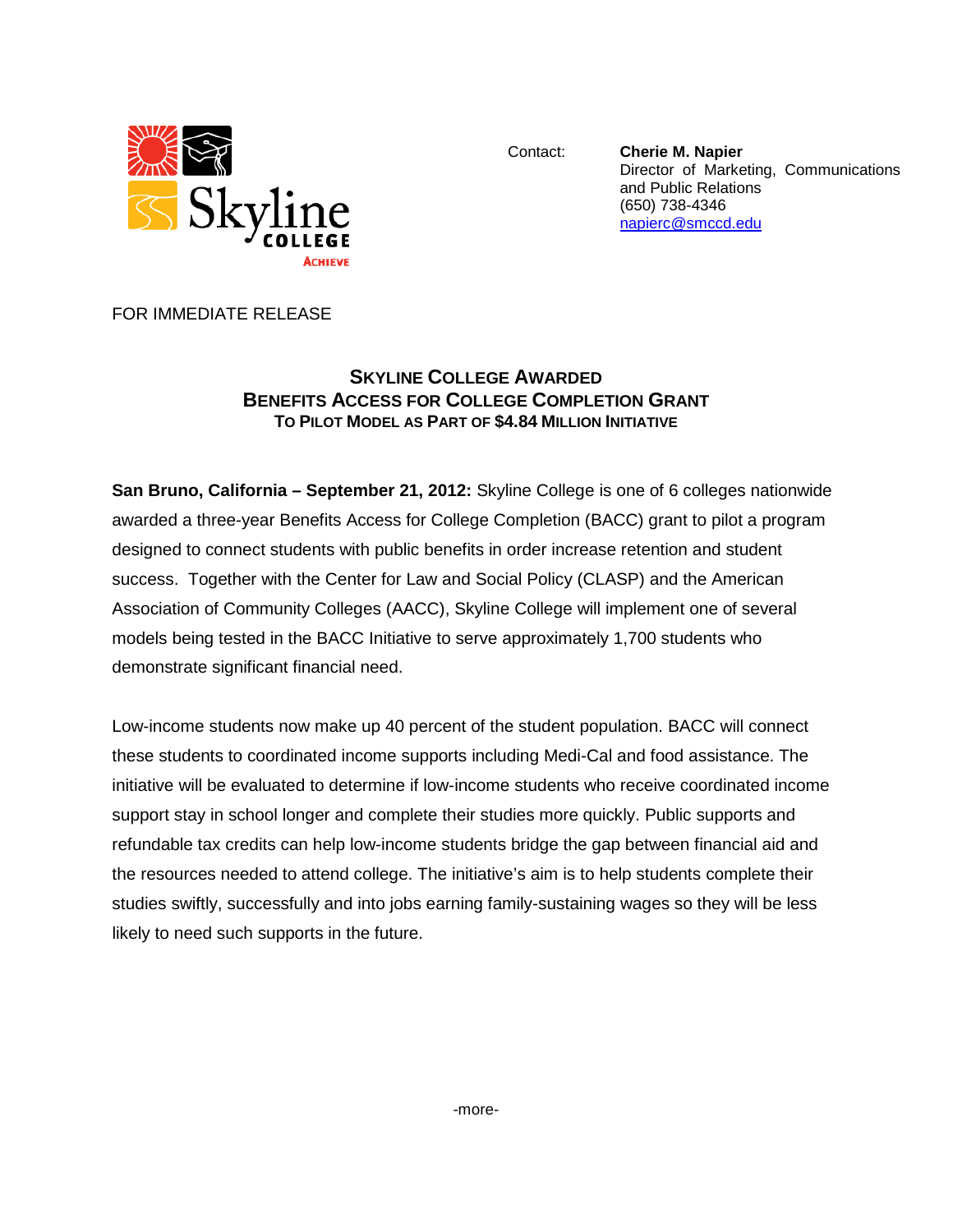Skyline College
ACHIEVE

Contact: **Cherie M. Napier**
Director of Marketing, Communications and Public Relations
(650) 738-4346
napierc@smccd.edu

FOR IMMEDIATE RELEASE

## SKYLINE COLLEGE AWARDED
## BENEFITS ACCESS FOR COLLEGE COMPLETION GRANT
### TO PILOT MODEL AS PART OF $4.84 MILLION INITIATIVE

**San Bruno, California – September 21, 2012:** Skyline College is one of 6 colleges nationwide awarded a three-year Benefits Access for College Completion (BACC) grant to pilot a program designed to connect students with public benefits in order increase retention and student success. Together with the Center for Law and Social Policy (CLASP) and the American Association of Community Colleges (AACC), Skyline College will implement one of several models being tested in the BACC Initiative to serve approximately 1,700 students who demonstrate significant financial need.

Low-income students now make up 40 percent of the student population. BACC will connect these students to coordinated income supports including Medi-Cal and food assistance. The initiative will be evaluated to determine if low-income students who receive coordinated income support stay in school longer and complete their studies more quickly. Public supports and refundable tax credits can help low-income students bridge the gap between financial aid and the resources needed to attend college. The initiative's aim is to help students complete their studies swiftly, successfully and into jobs earning family-sustaining wages so they will be less likely to need such supports in the future.

-more-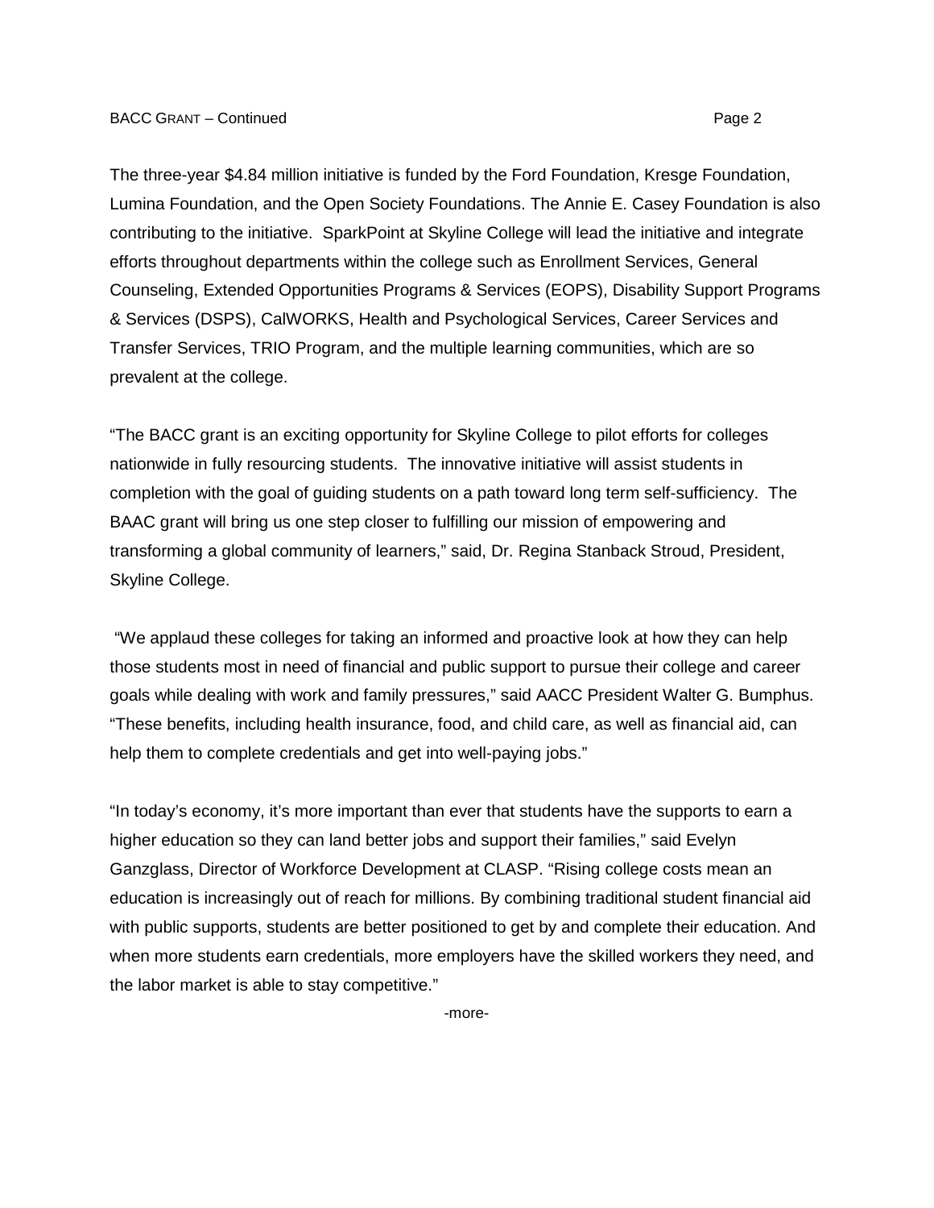The three-year $4.84 million initiative is funded by the Ford Foundation, Kresge Foundation, Lumina Foundation, and the Open Society Foundations. The Annie E. Casey Foundation is also contributing to the initiative. SparkPoint at Skyline College will lead the initiative and integrate efforts throughout departments within the college such as Enrollment Services, General Counseling, Extended Opportunities Programs & Services (EOPS), Disability Support Programs & Services (DSPS), CalWORKS, Health and Psychological Services, Career Services and Transfer Services, TRIO Program, and the multiple learning communities, which are so prevalent at the college.

"The BACC grant is an exciting opportunity for Skyline College to pilot efforts for colleges nationwide in fully resourcing students. The innovative initiative will assist students in completion with the goal of guiding students on a path toward long term self-sufficiency. The BAAC grant will bring us one step closer to fulfilling our mission of empowering and transforming a global community of learners," said, Dr. Regina Stanback Stroud, President, Skyline College.

"We applaud these colleges for taking an informed and proactive look at how they can help those students most in need of financial and public support to pursue their college and career goals while dealing with work and family pressures," said AACC President Walter G. Bumphus. "These benefits, including health insurance, food, and child care, as well as financial aid, can help them to complete credentials and get into well-paying jobs."

"In today's economy, it's more important than ever that students have the supports to earn a higher education so they can land better jobs and support their families," said Evelyn Ganzglass, Director of Workforce Development at CLASP. "Rising college costs mean an education is increasingly out of reach for millions. By combining traditional student financial aid with public supports, students are better positioned to get by and complete their education. And when more students earn credentials, more employers have the skilled workers they need, and the labor market is able to stay competitive."

-more-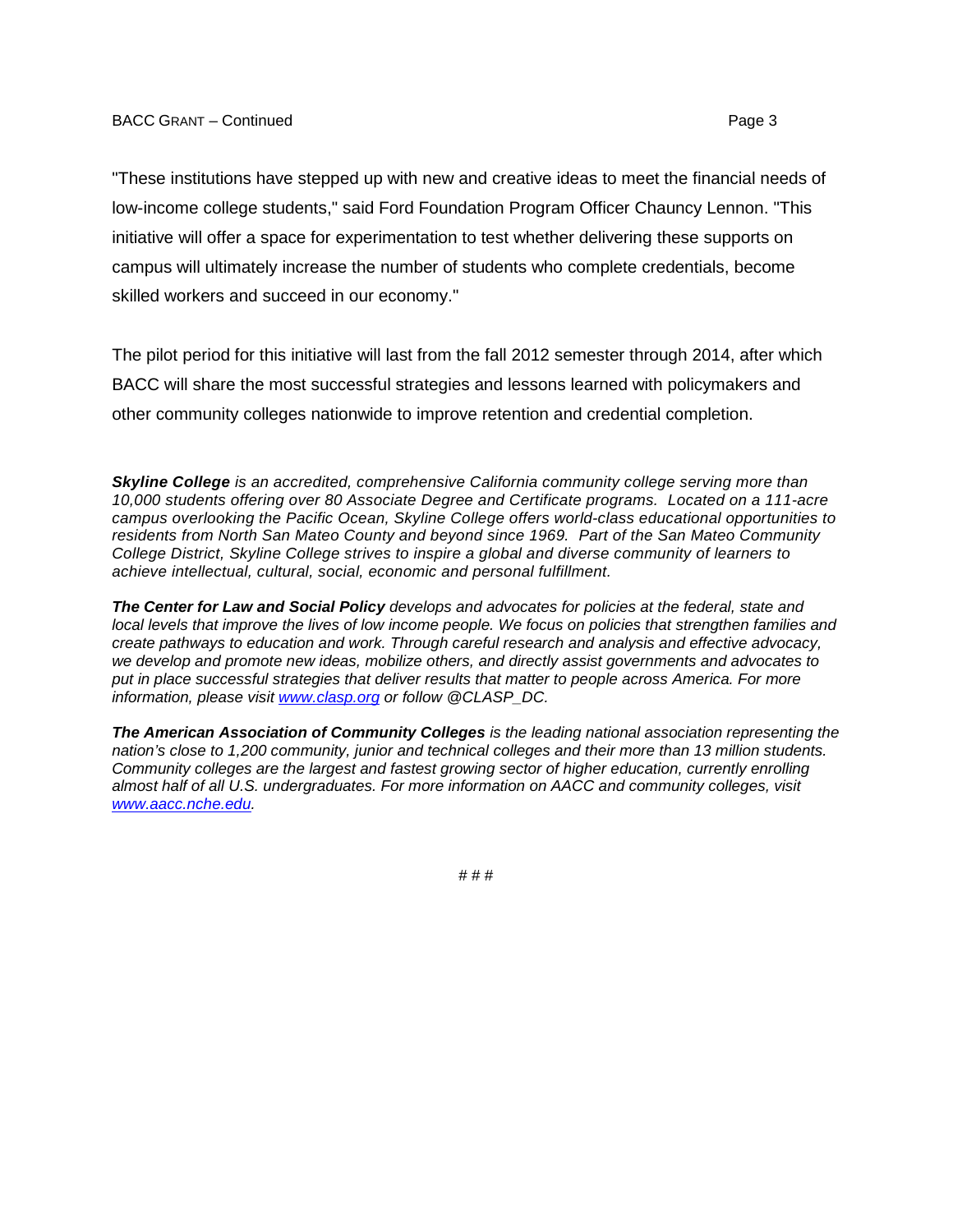"These institutions have stepped up with new and creative ideas to meet the financial needs of low-income college students," said Ford Foundation Program Officer Chauncy Lennon. "This initiative will offer a space for experimentation to test whether delivering these supports on campus will ultimately increase the number of students who complete credentials, become skilled workers and succeed in our economy."

The pilot period for this initiative will last from the fall 2012 semester through 2014, after which BACC will share the most successful strategies and lessons learned with policymakers and other community colleges nationwide to improve retention and credential completion.

***Skyline College** is an accredited, comprehensive California community college serving more than 10,000 students offering over 80 Associate Degree and Certificate programs. Located on a 111-acre campus overlooking the Pacific Ocean, Skyline College offers world-class educational opportunities to residents from North San Mateo County and beyond since 1969. Part of the San Mateo Community College District, Skyline College strives to inspire a global and diverse community of learners to achieve intellectual, cultural, social, economic and personal fulfillment.*

***The Center for Law and Social Policy** develops and advocates for policies at the federal, state and local levels that improve the lives of low income people. We focus on policies that strengthen families and create pathways to education and work. Through careful research and analysis and effective advocacy, we develop and promote new ideas, mobilize others, and directly assist governments and advocates to put in place successful strategies that deliver results that matter to people across America. For more information, please visit www.clasp.org or follow @CLASP_DC.*

***The American Association of Community Colleges** is the leading national association representing the nation's close to 1,200 community, junior and technical colleges and their more than 13 million students. Community colleges are the largest and fastest growing sector of higher education, currently enrolling almost half of all U.S. undergraduates. For more information on AACC and community colleges, visit www.aacc.nche.edu.*

# # #